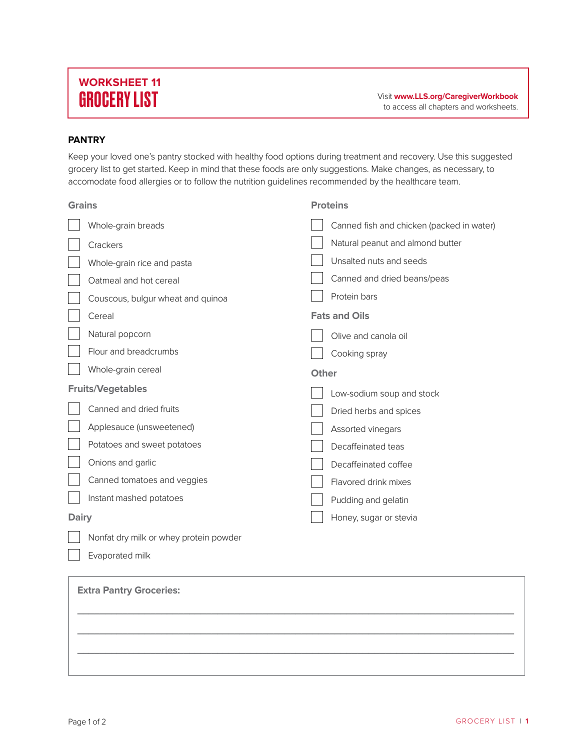## WORKSHEET 11

# GROCERY LIST

Visit **www.LLS.org/CaregiverWorkbook** to access all chapters and worksheets.

### PANTRY

Keep your loved one's pantry stocked with healthy food options during treatment and recovery. Use this suggested grocery list to get started. Keep in mind that these foods are only suggestions. Make changes, as necessary, to accomodate food allergies or to follow the nutrition guidelines recommended by the healthcare team.

#### Grains

- [ ] Whole-grain breads
- [ ] Crackers
- [ ] Whole-grain rice and pasta
- [ ] Oatmeal and hot cereal
- [ ] Couscous, bulgur wheat and quinoa
- [ ] Cereal
- [ ] Natural popcorn
- [ ] Flour and breadcrumbs
- [ ] Whole-grain cereal

#### Fruits/Vegetables

- [ ] Canned and dried fruits
- [ ] Applesauce (unsweetened)
- [ ] Potatoes and sweet potatoes
- [ ] Onions and garlic
- [ ] Canned tomatoes and veggies
- [ ] Instant mashed potatoes

#### Dairy

- [ ] Nonfat dry milk or whey protein powder
- [ ] Evaporated milk

#### Proteins

- [ ] Canned fish and chicken (packed in water)
- [ ] Natural peanut and almond butter
- [ ] Unsalted nuts and seeds
- [ ] Canned and dried beans/peas
- [ ] Protein bars

#### Fats and Oils

- [ ] Olive and canola oil
- [ ] Cooking spray

#### Other

- [ ] Low-sodium soup and stock
- [ ] Dried herbs and spices
- [ ] Assorted vinegars
- [ ] Decaffeinated teas
- [ ] Decaffeinated coffee
- [ ] Flavored drink mixes
- [ ] Pudding and gelatin
- [ ] Honey, sugar or stevia

**Extra Pantry Groceries:**

\_\_\_\_\_\_\_\_\_\_\_\_\_\_\_\_\_\_\_\_\_\_\_\_\_\_\_\_\_\_\_\_\_\_\_\_\_\_\_\_\_\_\_\_\_\_\_\_\_\_\_\_\_\_\_\_\_\_\_\_\_\_\_\_\_\_\_\_\_\_

\_\_\_\_\_\_\_\_\_\_\_\_\_\_\_\_\_\_\_\_\_\_\_\_\_\_\_\_\_\_\_\_\_\_\_\_\_\_\_\_\_\_\_\_\_\_\_\_\_\_\_\_\_\_\_\_\_\_\_\_\_\_\_\_\_\_\_\_\_\_

\_\_\_\_\_\_\_\_\_\_\_\_\_\_\_\_\_\_\_\_\_\_\_\_\_\_\_\_\_\_\_\_\_\_\_\_\_\_\_\_\_\_\_\_\_\_\_\_\_\_\_\_\_\_\_\_\_\_\_\_\_\_\_\_\_\_\_\_\_\_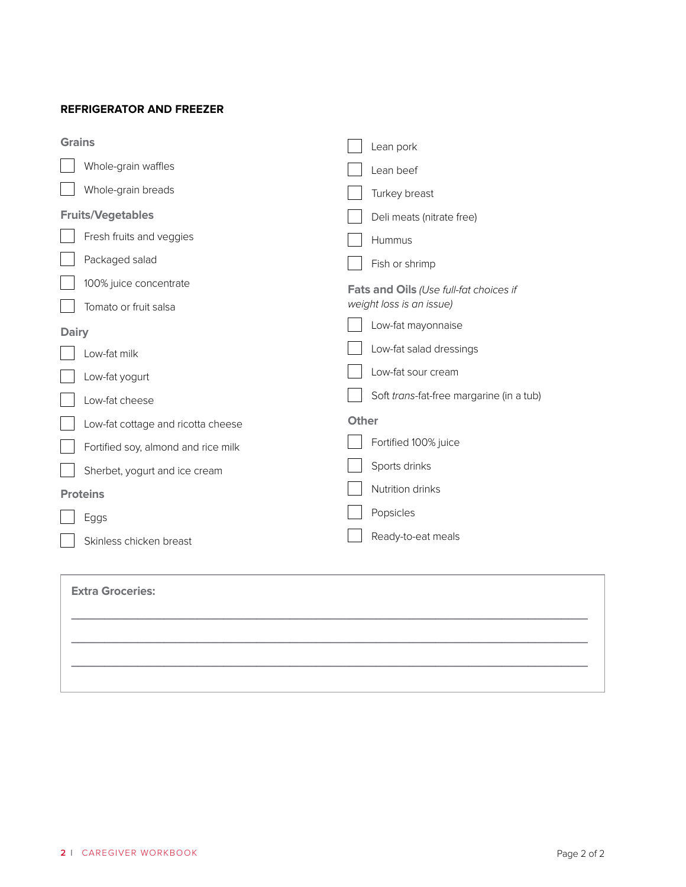## REFRIGERATOR AND FREEZER

### Grains

- [ ] Whole-grain waffles
- [ ] Whole-grain breads

### Fruits/Vegetables

- [ ] Fresh fruits and veggies
- [ ] Packaged salad
- [ ] 100% juice concentrate
- [ ] Tomato or fruit salsa

### Dairy

- [ ] Low-fat milk
- [ ] Low-fat yogurt
- [ ] Low-fat cheese
- [ ] Low-fat cottage and ricotta cheese
- [ ] Fortified soy, almond and rice milk
- [ ] Sherbet, yogurt and ice cream

### Proteins

- [ ] Eggs
- [ ] Skinless chicken breast
- [ ] Lean pork
- [ ] Lean beef
- [ ] Turkey breast
- [ ] Deli meats (nitrate free)
- [ ] Hummus
- [ ] Fish or shrimp

### Fats and Oils *(Use full-fat choices if weight loss is an issue)*

- [ ] Low-fat mayonnaise
- [ ] Low-fat salad dressings
- [ ] Low-fat sour cream
- [ ] Soft *trans*-fat-free margarine (in a tub)

### Other

- [ ] Fortified 100% juice
- [ ] Sports drinks
- [ ] Nutrition drinks
- [ ] Popsicles
- [ ] Ready-to-eat meals

**Extra Groceries:**

______________________________________________________________________

______________________________________________________________________

______________________________________________________________________